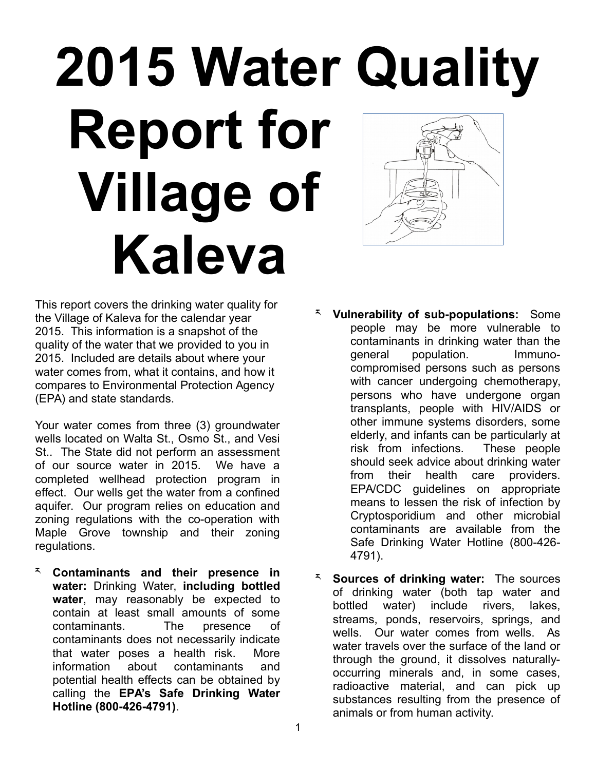# 2015 Water Quality Report for Village of Kaleva

This report covers the drinking water quality for the Village of Kaleva for the calendar year 2015. This information is a snapshot of the quality of the water that we provided to you in 2015. Included are details about where your water comes from, what it contains, and how it compares to Environmental Protection Agency (EPA) and state standards.

Your water comes from three (3) groundwater wells located on Walta St., Osmo St., and Vesi St.. The State did not perform an assessment of our source water in 2015. We have a completed wellhead protection program in effect. Our wells get the water from a confined aquifer. Our program relies on education and zoning regulations with the co-operation with Maple Grove township and their zoning regulations.

- **Contaminants and their presence in water:** Drinking Water, **including bottled water**, may reasonably be expected to contain at least small amounts of some contaminants. The presence of contaminants does not necessarily indicate that water poses a health risk. More information about contaminants and potential health effects can be obtained by calling the **EPA's Safe Drinking Water Hotline (800-426-4791)**.
- **Vulnerability of sub-populations:** Some people may be more vulnerable to contaminants in drinking water than the general population. Immuno-compromised persons such as persons with cancer undergoing chemotherapy, persons who have undergone organ transplants, people with HIV/AIDS or other immune systems disorders, some elderly, and infants can be particularly at risk from infections. These people should seek advice about drinking water from their health care providers. EPA/CDC guidelines on appropriate means to lessen the risk of infection by Cryptosporidium and other microbial contaminants are available from the Safe Drinking Water Hotline (800-426-4791).
- **Sources of drinking water:** The sources of drinking water (both tap water and bottled water) include rivers, lakes, streams, ponds, reservoirs, springs, and wells. Our water comes from wells. As water travels over the surface of the land or through the ground, it dissolves naturally-occurring minerals and, in some cases, radioactive material, and can pick up substances resulting from the presence of animals or from human activity.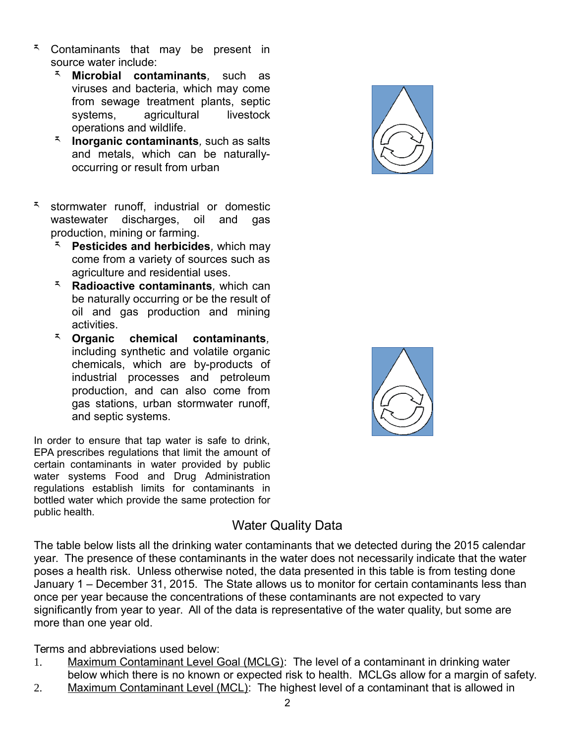- Contaminants that may be present in source water include:
  - **Microbial contaminants**, such as viruses and bacteria, which may come from sewage treatment plants, septic systems, agricultural livestock operations and wildlife.
  - **Inorganic contaminants**, such as salts and metals, which can be naturally-occurring or result from urban
- stormwater runoff, industrial or domestic wastewater discharges, oil and gas production, mining or farming.
  - **Pesticides and herbicides**, which may come from a variety of sources such as agriculture and residential uses.
  - **Radioactive contaminants**, which can be naturally occurring or be the result of oil and gas production and mining activities.
  - **Organic chemical contaminants**, including synthetic and volatile organic chemicals, which are by-products of industrial processes and petroleum production, and can also come from gas stations, urban stormwater runoff, and septic systems.

In order to ensure that tap water is safe to drink, EPA prescribes regulations that limit the amount of certain contaminants in water provided by public water systems Food and Drug Administration regulations establish limits for contaminants in bottled water which provide the same protection for public health.

## Water Quality Data

The table below lists all the drinking water contaminants that we detected during the 2015 calendar year. The presence of these contaminants in the water does not necessarily indicate that the water poses a health risk. Unless otherwise noted, the data presented in this table is from testing done January 1 – December 31, 2015. The State allows us to monitor for certain contaminants less than once per year because the concentrations of these contaminants are not expected to vary significantly from year to year. All of the data is representative of the water quality, but some are more than one year old.

Terms and abbreviations used below:

1. Maximum Contaminant Level Goal (MCLG): The level of a contaminant in drinking water below which there is no known or expected risk to health. MCLGs allow for a margin of safety.
2. Maximum Contaminant Level (MCL): The highest level of a contaminant that is allowed in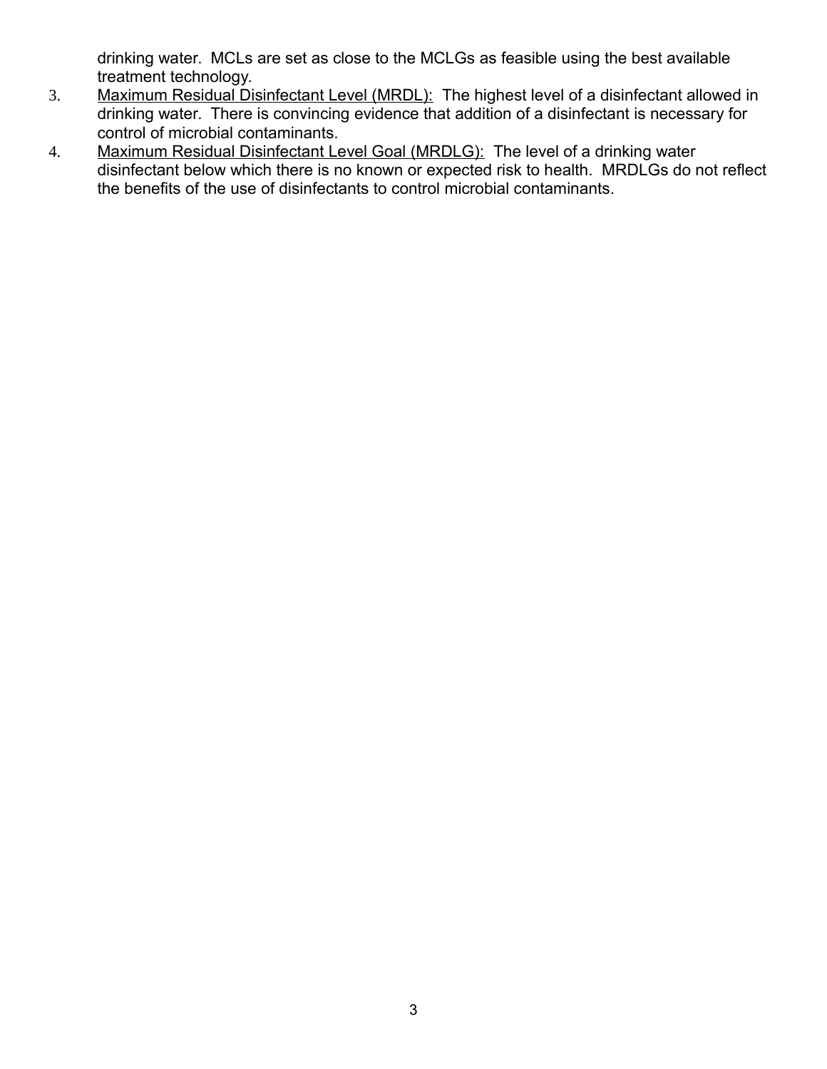drinking water. MCLs are set as close to the MCLGs as feasible using the best available treatment technology.

3. <u>Maximum Residual Disinfectant Level (MRDL):</u> The highest level of a disinfectant allowed in drinking water. There is convincing evidence that addition of a disinfectant is necessary for control of microbial contaminants.
4. <u>Maximum Residual Disinfectant Level Goal (MRDLG):</u> The level of a drinking water disinfectant below which there is no known or expected risk to health. MRDLGs do not reflect the benefits of the use of disinfectants to control microbial contaminants.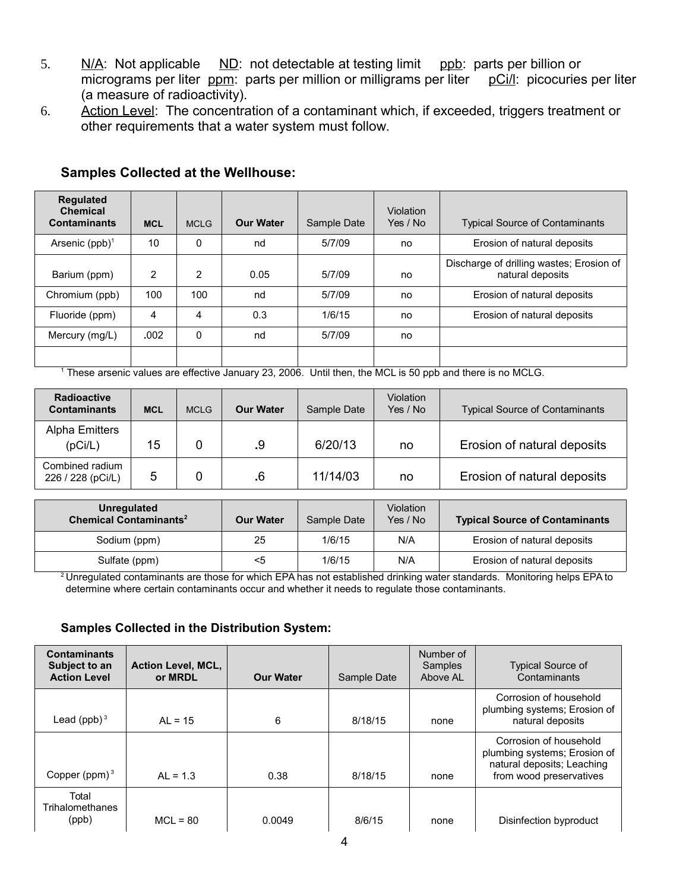5. N/A: Not applicable  ND: not detectable at testing limit  ppb: parts per billion or micrograms per liter  ppm: parts per million or milligrams per liter  pCi/l: picocuries per liter (a measure of radioactivity).
6. Action Level: The concentration of a contaminant which, if exceeded, triggers treatment or other requirements that a water system must follow.

### Samples Collected at the Wellhouse:

| Regulated Chemical Contaminants | MCL | MCLG | Our Water | Sample Date | Violation Yes / No | Typical Source of Contaminants |
|---|---|---|---|---|---|---|
| Arsenic (ppb)[1] | 10 | 0 | nd | 5/7/09 | no | Erosion of natural deposits |
| Barium (ppm) | 2 | 2 | 0.05 | 5/7/09 | no | Discharge of drilling wastes; Erosion of natural deposits |
| Chromium (ppb) | 100 | 100 | nd | 5/7/09 | no | Erosion of natural deposits |
| Fluoride (ppm) | 4 | 4 | 0.3 | 1/6/15 | no | Erosion of natural deposits |
| Mercury (mg/L) | .002 | 0 | nd | 5/7/09 | no | |
| | | | | | | |

[1] These arsenic values are effective January 23, 2006. Until then, the MCL is 50 ppb and there is no MCLG.

| Radioactive Contaminants | MCL | MCLG | Our Water | Sample Date | Violation Yes / No | Typical Source of Contaminants |
|---|---|---|---|---|---|---|
| Alpha Emitters (pCi/L) | 15 | 0 | .9 | 6/20/13 | no | Erosion of natural deposits |
| Combined radium 226 / 228 (pCi/L) | 5 | 0 | .6 | 11/14/03 | no | Erosion of natural deposits |

| Unregulated Chemical Contaminants[2] | Our Water | Sample Date | Violation Yes / No | Typical Source of Contaminants |
|---|---|---|---|---|
| Sodium (ppm) | 25 | 1/6/15 | N/A | Erosion of natural deposits |
| Sulfate (ppm) | <5 | 1/6/15 | N/A | Erosion of natural deposits |

[2] Unregulated contaminants are those for which EPA has not established drinking water standards. Monitoring helps EPA to determine where certain contaminants occur and whether it needs to regulate those contaminants.

### Samples Collected in the Distribution System:

| Contaminants Subject to an Action Level | Action Level, MCL, or MRDL | Our Water | Sample Date | Number of Samples Above AL | Typical Source of Contaminants |
|---|---|---|---|---|---|
| Lead (ppb)[3] | AL = 15 | 6 | 8/18/15 | none | Corrosion of household plumbing systems; Erosion of natural deposits |
| Copper (ppm)[3] | AL = 1.3 | 0.38 | 8/18/15 | none | Corrosion of household plumbing systems; Erosion of natural deposits; Leaching from wood preservatives |
| Total Trihalomethanes (ppb) | MCL = 80 | 0.0049 | 8/6/15 | none | Disinfection byproduct |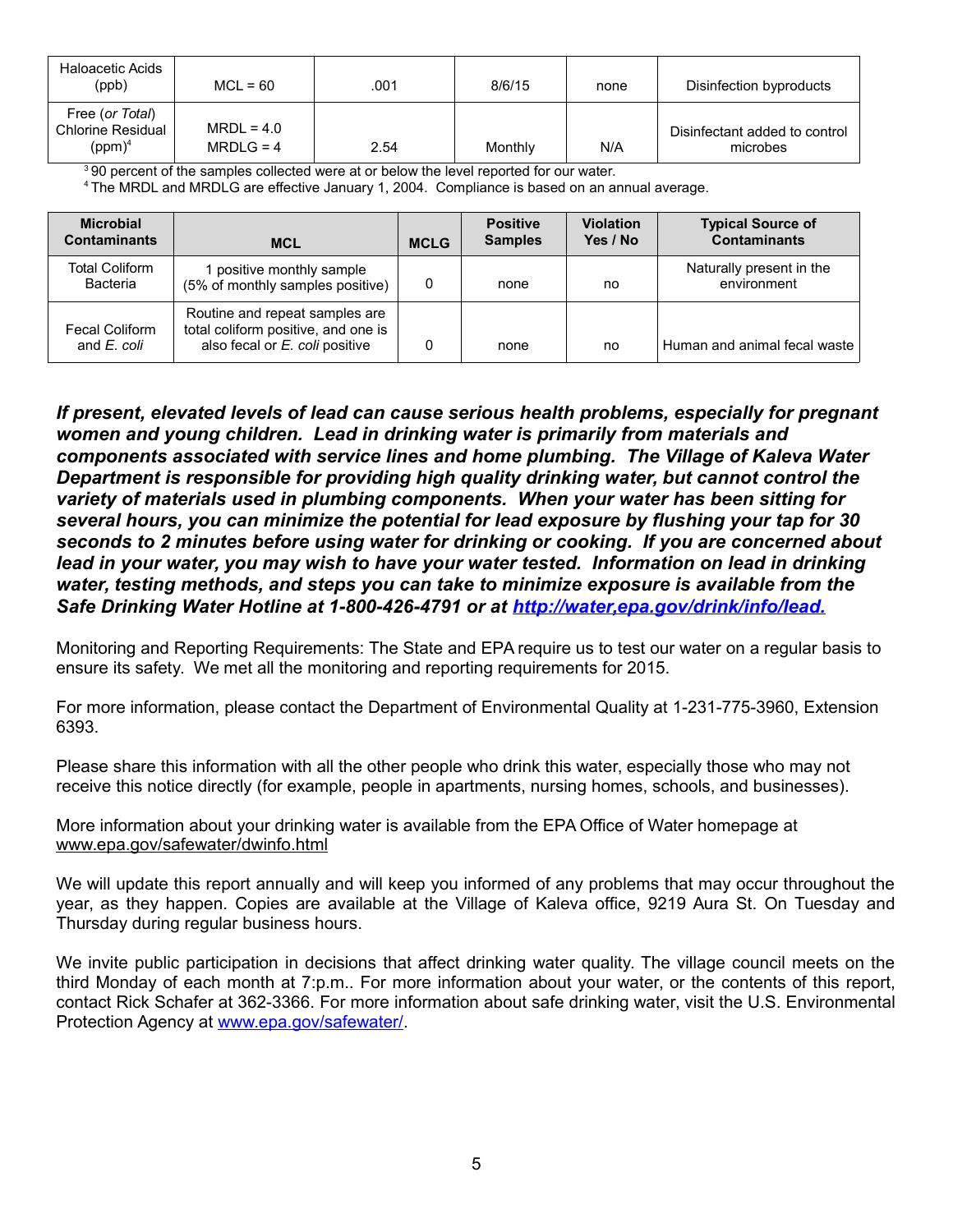| | | | | | |
|---|---|---|---|---|---|
| Haloacetic Acids (ppb) | MCL = 60 | .001 | 8/6/15 | none | Disinfection byproducts |
| Free (*or Total*) Chlorine Residual (ppm)[4] | MRDL = 4.0 MRDLG = 4 | 2.54 | Monthly | N/A | Disinfectant added to control microbes |

[3] 90 percent of the samples collected were at or below the level reported for our water.
[4] The MRDL and MRDLG are effective January 1, 2004. Compliance is based on an annual average.

| Microbial Contaminants | MCL | MCLG | Positive Samples | Violation Yes / No | Typical Source of Contaminants |
|---|---|---|---|---|---|
| Total Coliform Bacteria | 1 positive monthly sample (5% of monthly samples positive) | 0 | none | no | Naturally present in the environment |
| Fecal Coliform and *E. coli* | Routine and repeat samples are total coliform positive, and one is also fecal or *E. coli* positive | 0 | none | no | Human and animal fecal waste |

***If present, elevated levels of lead can cause serious health problems, especially for pregnant women and young children. Lead in drinking water is primarily from materials and components associated with service lines and home plumbing. The Village of Kaleva Water Department is responsible for providing high quality drinking water, but cannot control the variety of materials used in plumbing components. When your water has been sitting for several hours, you can minimize the potential for lead exposure by flushing your tap for 30 seconds to 2 minutes before using water for drinking or cooking. If you are concerned about lead in your water, you may wish to have your water tested. Information on lead in drinking water, testing methods, and steps you can take to minimize exposure is available from the Safe Drinking Water Hotline at 1-800-426-4791 or at http://water,epa.gov/drink/info/lead.***

Monitoring and Reporting Requirements: The State and EPA require us to test our water on a regular basis to ensure its safety. We met all the monitoring and reporting requirements for 2015.

For more information, please contact the Department of Environmental Quality at 1-231-775-3960, Extension 6393.

Please share this information with all the other people who drink this water, especially those who may not receive this notice directly (for example, people in apartments, nursing homes, schools, and businesses).

More information about your drinking water is available from the EPA Office of Water homepage at www.epa.gov/safewater/dwinfo.html

We will update this report annually and will keep you informed of any problems that may occur throughout the year, as they happen. Copies are available at the Village of Kaleva office, 9219 Aura St. On Tuesday and Thursday during regular business hours.

We invite public participation in decisions that affect drinking water quality. The village council meets on the third Monday of each month at 7:p.m.. For more information about your water, or the contents of this report, contact Rick Schafer at 362-3366. For more information about safe drinking water, visit the U.S. Environmental Protection Agency at www.epa.gov/safewater/.